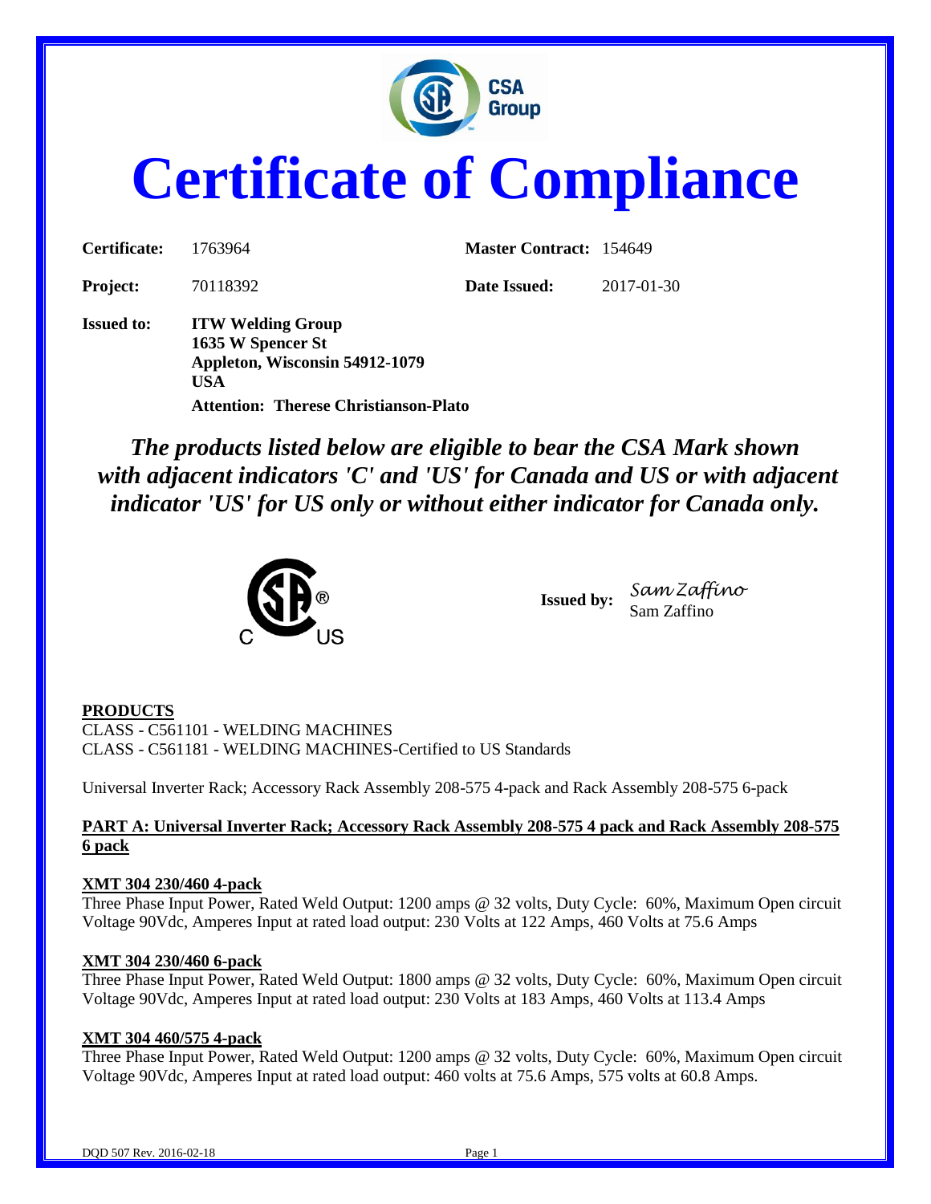# Certificate of Compliance

**Certificate:** 1763964 **Master Contract:** 154649

**Project:** 70118392 **Date Issued:** 2017-01-30

**Issued to:** **ITW Welding Group**
**1635 W Spencer St**
**Appleton, Wisconsin 54912-1079**
**USA**
**Attention: Therese Christianson-Plato**

***The products listed below are eligible to bear the CSA Mark shown with adjacent indicators 'C' and 'US' for Canada and US or with adjacent indicator 'US' for US only or without either indicator for Canada only.***

**Issued by:** Sam Zaffino
Sam Zaffino

**PRODUCTS**

CLASS - C561101 - WELDING MACHINES
CLASS - C561181 - WELDING MACHINES-Certified to US Standards

Universal Inverter Rack; Accessory Rack Assembly 208-575 4-pack and Rack Assembly 208-575 6-pack

**PART A: Universal Inverter Rack; Accessory Rack Assembly 208-575 4 pack and Rack Assembly 208-575 6 pack**

**XMT 304 230/460 4-pack**

Three Phase Input Power, Rated Weld Output: 1200 amps @ 32 volts, Duty Cycle: 60%, Maximum Open circuit Voltage 90Vdc, Amperes Input at rated load output: 230 Volts at 122 Amps, 460 Volts at 75.6 Amps

**XMT 304 230/460 6-pack**

Three Phase Input Power, Rated Weld Output: 1800 amps @ 32 volts, Duty Cycle: 60%, Maximum Open circuit Voltage 90Vdc, Amperes Input at rated load output: 230 Volts at 183 Amps, 460 Volts at 113.4 Amps

**XMT 304 460/575 4-pack**

Three Phase Input Power, Rated Weld Output: 1200 amps @ 32 volts, Duty Cycle: 60%, Maximum Open circuit Voltage 90Vdc, Amperes Input at rated load output: 460 volts at 75.6 Amps, 575 volts at 60.8 Amps.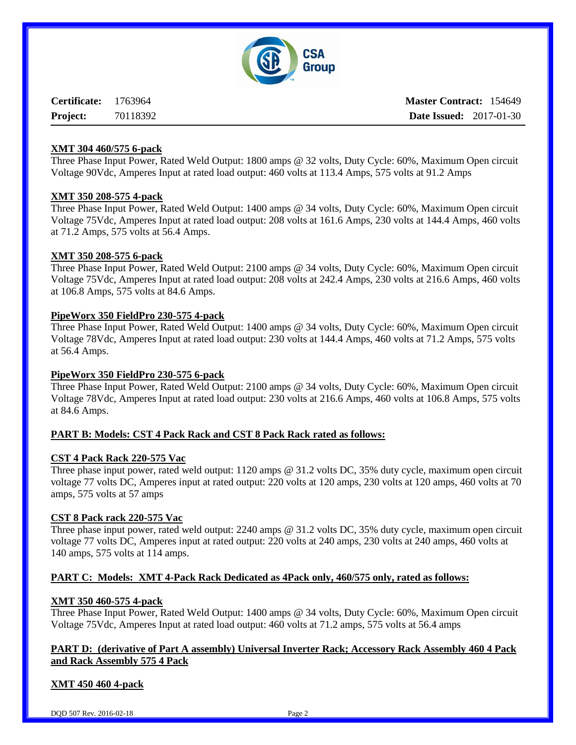**Certificate:** 1763964  **Master Contract:** 154649

**Project:** 70118392  **Date Issued:** 2017-01-30

**XMT 304 460/575 6-pack**

Three Phase Input Power, Rated Weld Output: 1800 amps @ 32 volts, Duty Cycle: 60%, Maximum Open circuit Voltage 90Vdc, Amperes Input at rated load output: 460 volts at 113.4 Amps, 575 volts at 91.2 Amps

**XMT 350 208-575 4-pack**

Three Phase Input Power, Rated Weld Output: 1400 amps @ 34 volts, Duty Cycle: 60%, Maximum Open circuit Voltage 75Vdc, Amperes Input at rated load output: 208 volts at 161.6 Amps, 230 volts at 144.4 Amps, 460 volts at 71.2 Amps, 575 volts at 56.4 Amps.

**XMT 350 208-575 6-pack**

Three Phase Input Power, Rated Weld Output: 2100 amps @ 34 volts, Duty Cycle: 60%, Maximum Open circuit Voltage 75Vdc, Amperes Input at rated load output: 208 volts at 242.4 Amps, 230 volts at 216.6 Amps, 460 volts at 106.8 Amps, 575 volts at 84.6 Amps.

**PipeWorx 350 FieldPro 230-575 4-pack**

Three Phase Input Power, Rated Weld Output: 1400 amps @ 34 volts, Duty Cycle: 60%, Maximum Open circuit Voltage 78Vdc, Amperes Input at rated load output: 230 volts at 144.4 Amps, 460 volts at 71.2 Amps, 575 volts at 56.4 Amps.

**PipeWorx 350 FieldPro 230-575 6-pack**

Three Phase Input Power, Rated Weld Output: 2100 amps @ 34 volts, Duty Cycle: 60%, Maximum Open circuit Voltage 78Vdc, Amperes Input at rated load output: 230 volts at 216.6 Amps, 460 volts at 106.8 Amps, 575 volts at 84.6 Amps.

**PART B: Models: CST 4 Pack Rack and CST 8 Pack Rack rated as follows:**

**CST 4 Pack Rack 220-575 Vac**

Three phase input power, rated weld output: 1120 amps @ 31.2 volts DC, 35% duty cycle, maximum open circuit voltage 77 volts DC, Amperes input at rated output: 220 volts at 120 amps, 230 volts at 120 amps, 460 volts at 70 amps, 575 volts at 57 amps

**CST 8 Pack rack 220-575 Vac**

Three phase input power, rated weld output: 2240 amps @ 31.2 volts DC, 35% duty cycle, maximum open circuit voltage 77 volts DC, Amperes input at rated output: 220 volts at 240 amps, 230 volts at 240 amps, 460 volts at 140 amps, 575 volts at 114 amps.

**PART C: Models: XMT 4-Pack Rack Dedicated as 4Pack only, 460/575 only, rated as follows:**

**XMT 350 460-575 4-pack**

Three Phase Input Power, Rated Weld Output: 1400 amps @ 34 volts, Duty Cycle: 60%, Maximum Open circuit Voltage 75Vdc, Amperes Input at rated load output: 460 volts at 71.2 amps, 575 volts at 56.4 amps

**PART D: (derivative of Part A assembly) Universal Inverter Rack; Accessory Rack Assembly 460 4 Pack and Rack Assembly 575 4 Pack**

**XMT 450 460 4-pack**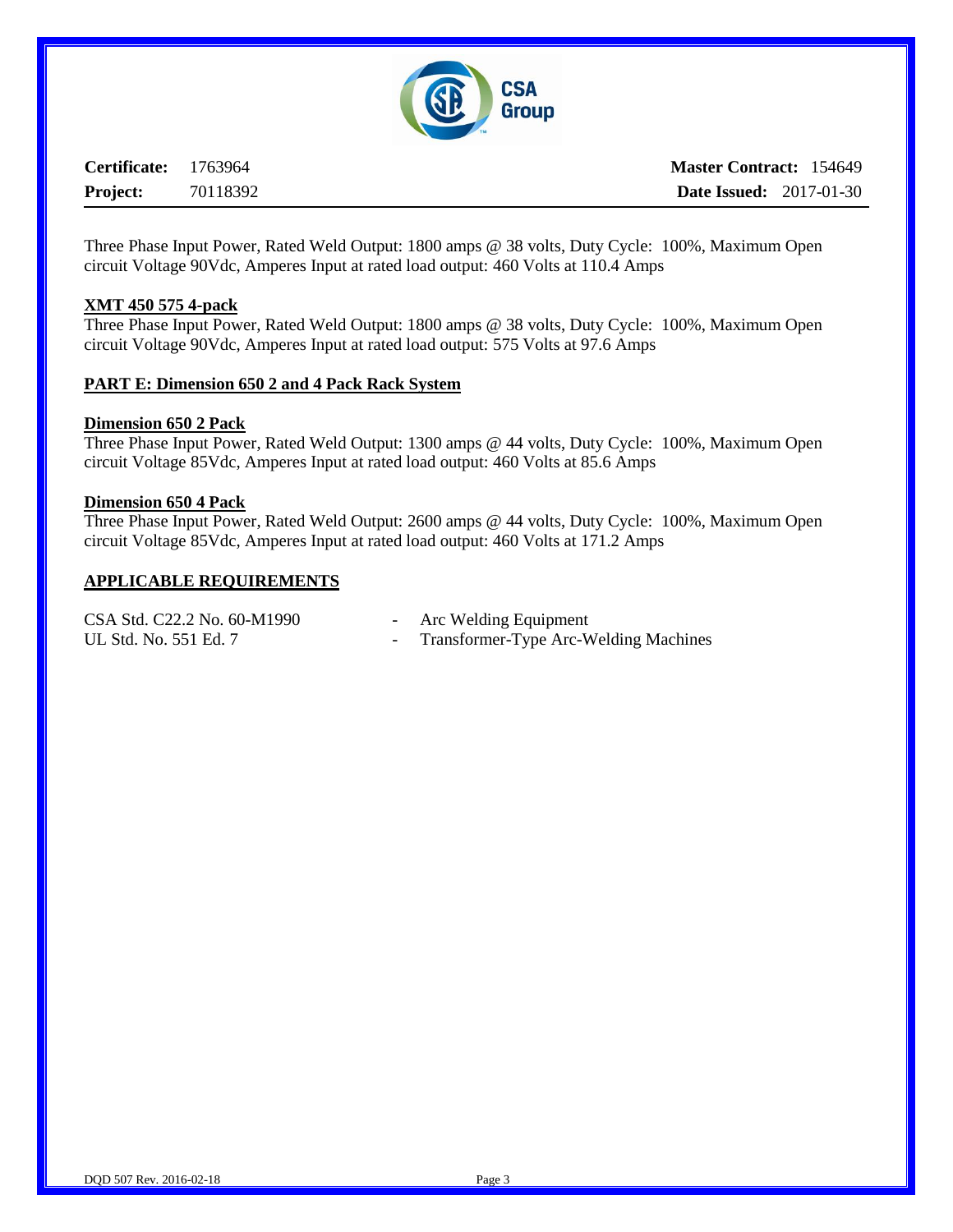Three Phase Input Power, Rated Weld Output: 1800 amps @ 38 volts, Duty Cycle: 100%, Maximum Open circuit Voltage 90Vdc, Amperes Input at rated load output: 460 Volts at 110.4 Amps

**XMT 450 575 4-pack**
Three Phase Input Power, Rated Weld Output: 1800 amps @ 38 volts, Duty Cycle: 100%, Maximum Open circuit Voltage 90Vdc, Amperes Input at rated load output: 575 Volts at 97.6 Amps

**PART E: Dimension 650 2 and 4 Pack Rack System**

**Dimension 650 2 Pack**
Three Phase Input Power, Rated Weld Output: 1300 amps @ 44 volts, Duty Cycle: 100%, Maximum Open circuit Voltage 85Vdc, Amperes Input at rated load output: 460 Volts at 85.6 Amps

**Dimension 650 4 Pack**
Three Phase Input Power, Rated Weld Output: 2600 amps @ 44 volts, Duty Cycle: 100%, Maximum Open circuit Voltage 85Vdc, Amperes Input at rated load output: 460 Volts at 171.2 Amps

## APPLICABLE REQUIREMENTS

CSA Std. C22.2 No. 60-M1990 - Arc Welding Equipment
UL Std. No. 551 Ed. 7 - Transformer-Type Arc-Welding Machines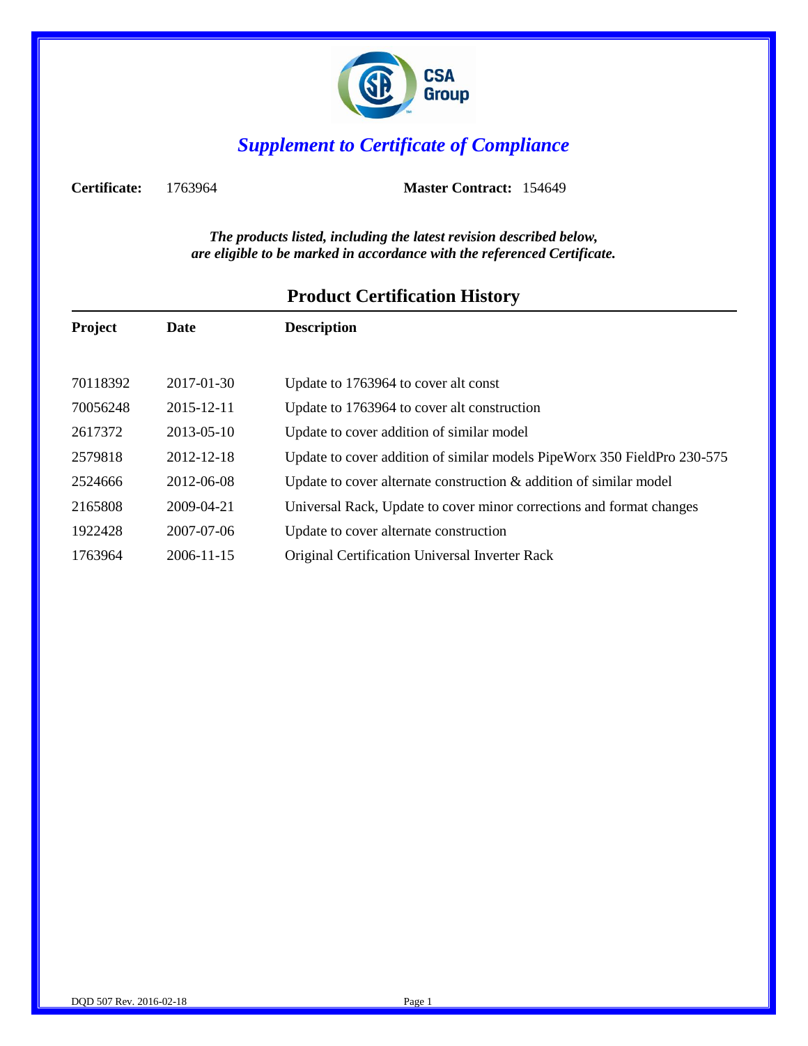# *Supplement to Certificate of Compliance*

**Certificate:** 1763964 **Master Contract:** 154649

***The products listed, including the latest revision described below, are eligible to be marked in accordance with the referenced Certificate.***

## Product Certification History

| Project | Date | Description |
|---|---|---|
| 70118392 | 2017-01-30 | Update to 1763964 to cover alt const |
| 70056248 | 2015-12-11 | Update to 1763964 to cover alt construction |
| 2617372 | 2013-05-10 | Update to cover addition of similar model |
| 2579818 | 2012-12-18 | Update to cover addition of similar models PipeWorx 350 FieldPro 230-575 |
| 2524666 | 2012-06-08 | Update to cover alternate construction & addition of similar model |
| 2165808 | 2009-04-21 | Universal Rack, Update to cover minor corrections and format changes |
| 1922428 | 2007-07-06 | Update to cover alternate construction |
| 1763964 | 2006-11-15 | Original Certification Universal Inverter Rack |

DQD 507 Rev. 2016-02-18